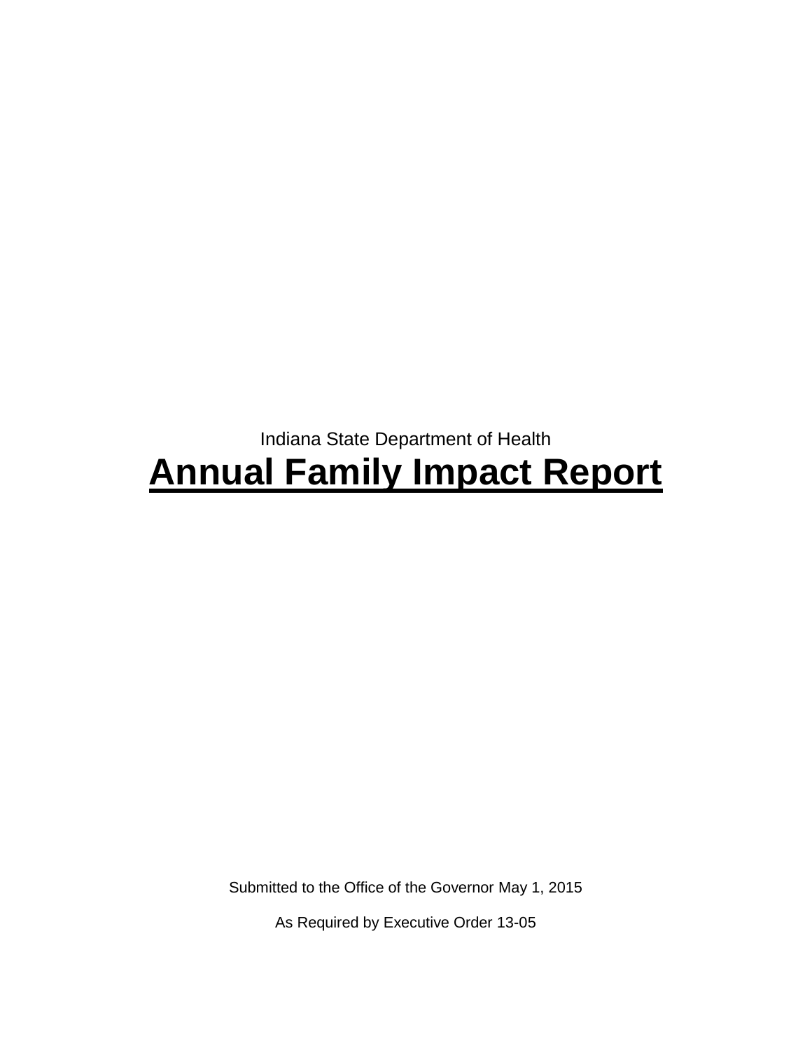Indiana State Department of Health

# Annual Family Impact Report

Submitted to the Office of the Governor May 1, 2015

As Required by Executive Order 13-05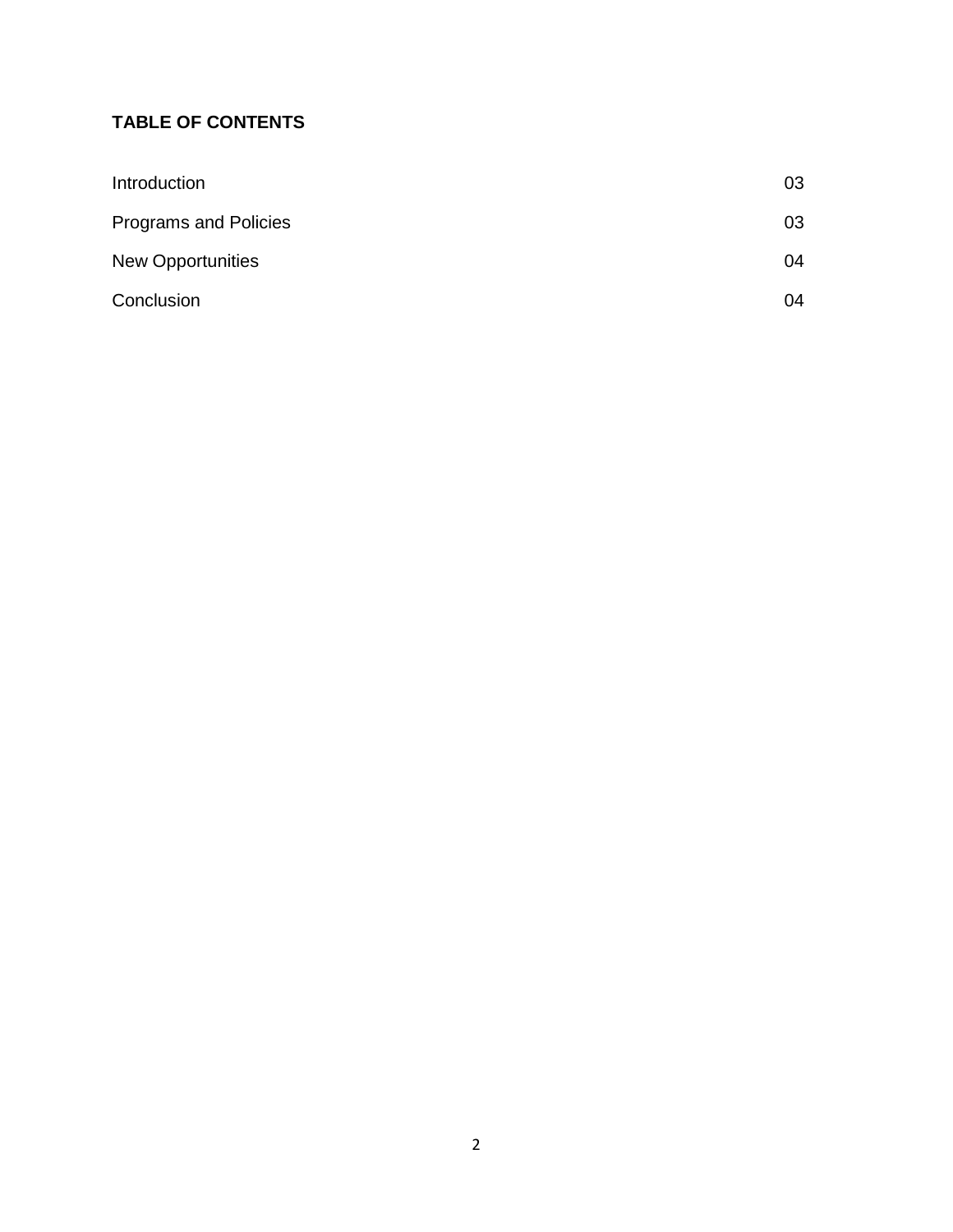**TABLE OF CONTENTS**

| | |
|---|---|
| Introduction | 03 |
| Programs and Policies | 03 |
| New Opportunities | 04 |
| Conclusion | 04 |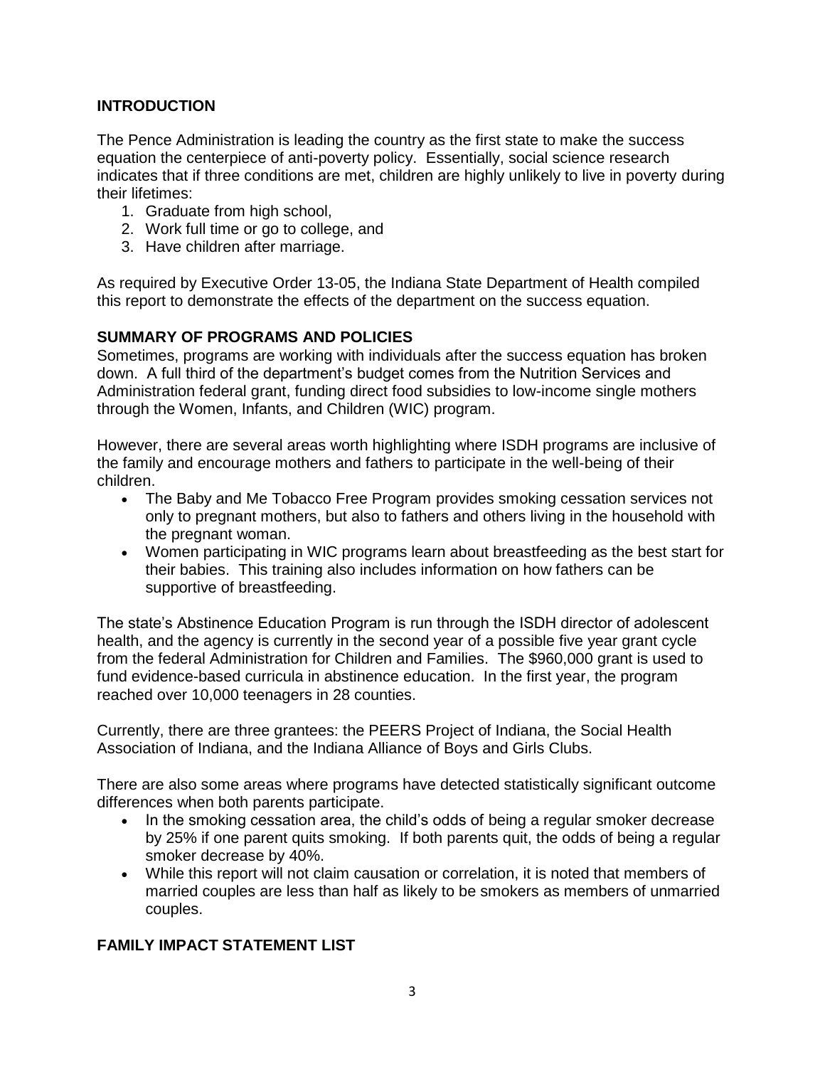## INTRODUCTION

The Pence Administration is leading the country as the first state to make the success equation the centerpiece of anti-poverty policy. Essentially, social science research indicates that if three conditions are met, children are highly unlikely to live in poverty during their lifetimes:

1. Graduate from high school,
2. Work full time or go to college, and
3. Have children after marriage.

As required by Executive Order 13-05, the Indiana State Department of Health compiled this report to demonstrate the effects of the department on the success equation.

## SUMMARY OF PROGRAMS AND POLICIES

Sometimes, programs are working with individuals after the success equation has broken down. A full third of the department's budget comes from the Nutrition Services and Administration federal grant, funding direct food subsidies to low-income single mothers through the Women, Infants, and Children (WIC) program.

However, there are several areas worth highlighting where ISDH programs are inclusive of the family and encourage mothers and fathers to participate in the well-being of their children.

- The Baby and Me Tobacco Free Program provides smoking cessation services not only to pregnant mothers, but also to fathers and others living in the household with the pregnant woman.
- Women participating in WIC programs learn about breastfeeding as the best start for their babies. This training also includes information on how fathers can be supportive of breastfeeding.

The state's Abstinence Education Program is run through the ISDH director of adolescent health, and the agency is currently in the second year of a possible five year grant cycle from the federal Administration for Children and Families. The $960,000 grant is used to fund evidence-based curricula in abstinence education. In the first year, the program reached over 10,000 teenagers in 28 counties.

Currently, there are three grantees: the PEERS Project of Indiana, the Social Health Association of Indiana, and the Indiana Alliance of Boys and Girls Clubs.

There are also some areas where programs have detected statistically significant outcome differences when both parents participate.

- In the smoking cessation area, the child's odds of being a regular smoker decrease by 25% if one parent quits smoking. If both parents quit, the odds of being a regular smoker decrease by 40%.
- While this report will not claim causation or correlation, it is noted that members of married couples are less than half as likely to be smokers as members of unmarried couples.

## FAMILY IMPACT STATEMENT LIST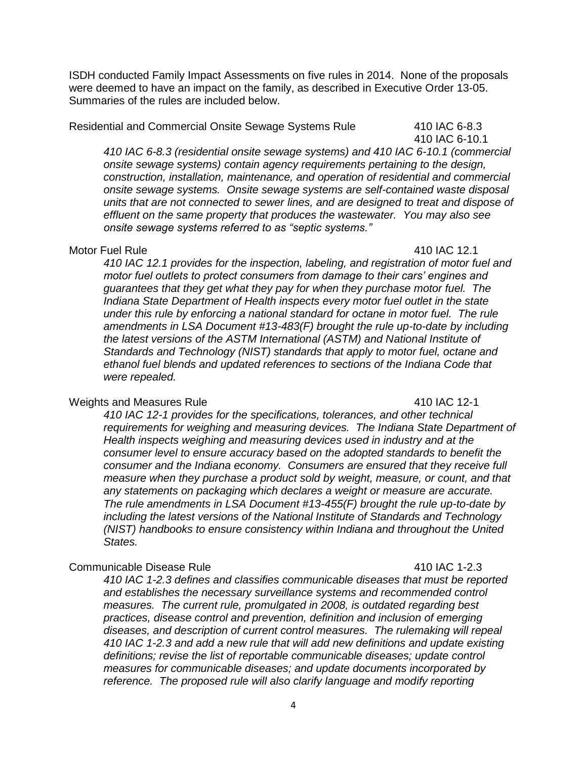ISDH conducted Family Impact Assessments on five rules in 2014. None of the proposals were deemed to have an impact on the family, as described in Executive Order 13-05. Summaries of the rules are included below.

Residential and Commercial Onsite Sewage Systems Rule — 410 IAC 6-8.3, 410 IAC 6-10.1

*410 IAC 6-8.3 (residential onsite sewage systems) and 410 IAC 6-10.1 (commercial onsite sewage systems) contain agency requirements pertaining to the design, construction, installation, maintenance, and operation of residential and commercial onsite sewage systems. Onsite sewage systems are self-contained waste disposal units that are not connected to sewer lines, and are designed to treat and dispose of effluent on the same property that produces the wastewater. You may also see onsite sewage systems referred to as "septic systems."*

Motor Fuel Rule — 410 IAC 12.1

*410 IAC 12.1 provides for the inspection, labeling, and registration of motor fuel and motor fuel outlets to protect consumers from damage to their cars' engines and guarantees that they get what they pay for when they purchase motor fuel. The Indiana State Department of Health inspects every motor fuel outlet in the state under this rule by enforcing a national standard for octane in motor fuel. The rule amendments in LSA Document #13-483(F) brought the rule up-to-date by including the latest versions of the ASTM International (ASTM) and National Institute of Standards and Technology (NIST) standards that apply to motor fuel, octane and ethanol fuel blends and updated references to sections of the Indiana Code that were repealed.*

Weights and Measures Rule — 410 IAC 12-1

*410 IAC 12-1 provides for the specifications, tolerances, and other technical requirements for weighing and measuring devices. The Indiana State Department of Health inspects weighing and measuring devices used in industry and at the consumer level to ensure accuracy based on the adopted standards to benefit the consumer and the Indiana economy. Consumers are ensured that they receive full measure when they purchase a product sold by weight, measure, or count, and that any statements on packaging which declares a weight or measure are accurate. The rule amendments in LSA Document #13-455(F) brought the rule up-to-date by including the latest versions of the National Institute of Standards and Technology (NIST) handbooks to ensure consistency within Indiana and throughout the United States.*

Communicable Disease Rule — 410 IAC 1-2.3

*410 IAC 1-2.3 defines and classifies communicable diseases that must be reported and establishes the necessary surveillance systems and recommended control measures. The current rule, promulgated in 2008, is outdated regarding best practices, disease control and prevention, definition and inclusion of emerging diseases, and description of current control measures. The rulemaking will repeal 410 IAC 1-2.3 and add a new rule that will add new definitions and update existing definitions; revise the list of reportable communicable diseases; update control measures for communicable diseases; and update documents incorporated by reference. The proposed rule will also clarify language and modify reporting*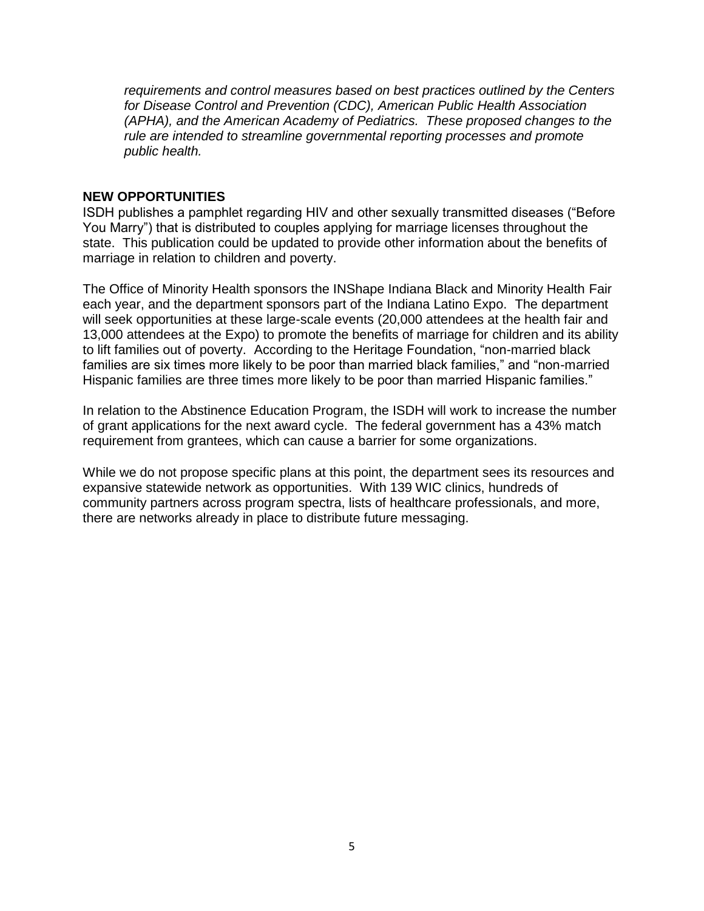*requirements and control measures based on best practices outlined by the Centers for Disease Control and Prevention (CDC), American Public Health Association (APHA), and the American Academy of Pediatrics. These proposed changes to the rule are intended to streamline governmental reporting processes and promote public health.*

**NEW OPPORTUNITIES**

ISDH publishes a pamphlet regarding HIV and other sexually transmitted diseases ("Before You Marry") that is distributed to couples applying for marriage licenses throughout the state. This publication could be updated to provide other information about the benefits of marriage in relation to children and poverty.

The Office of Minority Health sponsors the INShape Indiana Black and Minority Health Fair each year, and the department sponsors part of the Indiana Latino Expo. The department will seek opportunities at these large-scale events (20,000 attendees at the health fair and 13,000 attendees at the Expo) to promote the benefits of marriage for children and its ability to lift families out of poverty. According to the Heritage Foundation, "non-married black families are six times more likely to be poor than married black families," and "non-married Hispanic families are three times more likely to be poor than married Hispanic families."

In relation to the Abstinence Education Program, the ISDH will work to increase the number of grant applications for the next award cycle. The federal government has a 43% match requirement from grantees, which can cause a barrier for some organizations.

While we do not propose specific plans at this point, the department sees its resources and expansive statewide network as opportunities. With 139 WIC clinics, hundreds of community partners across program spectra, lists of healthcare professionals, and more, there are networks already in place to distribute future messaging.